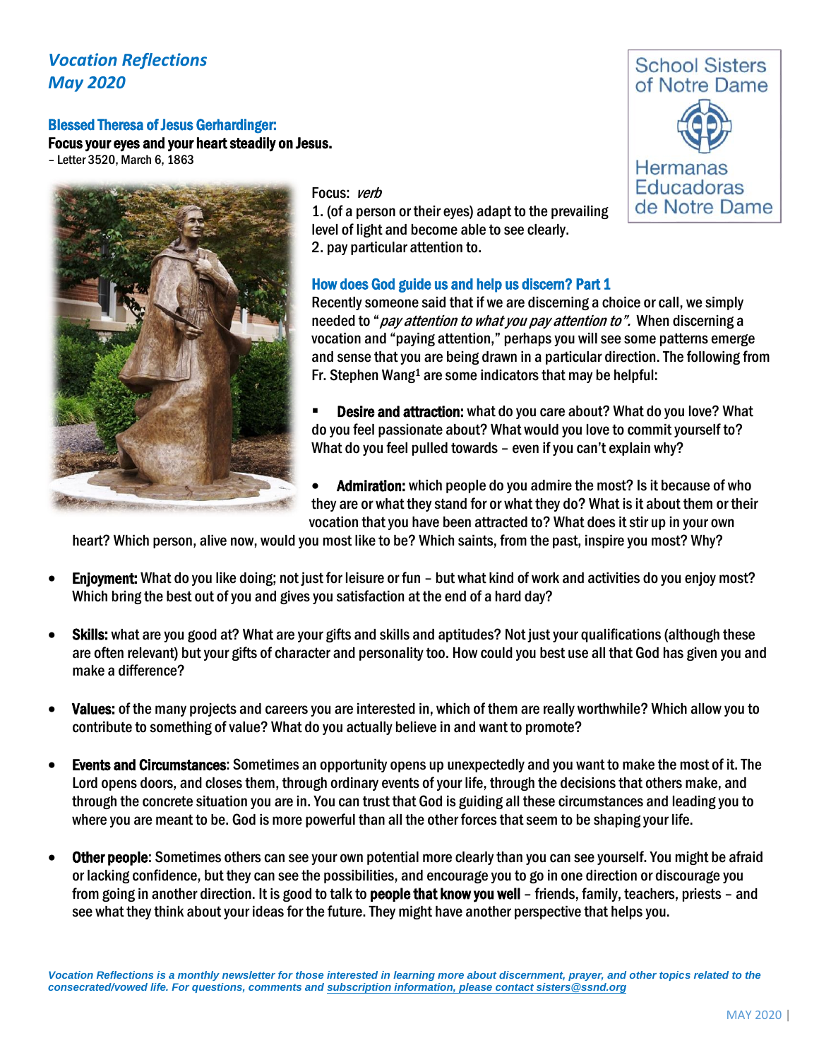*Vocation Reflections*
*May 2020*

School Sisters of Notre Dame

Hermanas Educadoras de Notre Dame

## Blessed Theresa of Jesus Gerhardinger:

**Focus your eyes and your heart steadily on Jesus.**

– Letter 3520, March 6, 1863

Focus: *verb*

1. (of a person or their eyes) adapt to the prevailing level of light and become able to see clearly.
2. pay particular attention to.

## How does God guide us and help us discern? Part 1

Recently someone said that if we are discerning a choice or call, we simply needed to "*pay attention to what you pay attention to".* When discerning a vocation and "paying attention," perhaps you will see some patterns emerge and sense that you are being drawn in a particular direction. The following from Fr. Stephen Wang[1] are some indicators that may be helpful:

- **Desire and attraction:** what do you care about? What do you love? What do you feel passionate about? What would you love to commit yourself to? What do you feel pulled towards – even if you can't explain why?

- **Admiration:** which people do you admire the most? Is it because of who they are or what they stand for or what they do? What is it about them or their vocation that you have been attracted to? What does it stir up in your own heart? Which person, alive now, would you most like to be? Which saints, from the past, inspire you most? Why?

- **Enjoyment:** What do you like doing; not just for leisure or fun – but what kind of work and activities do you enjoy most? Which bring the best out of you and gives you satisfaction at the end of a hard day?

- **Skills:** what are you good at? What are your gifts and skills and aptitudes? Not just your qualifications (although these are often relevant) but your gifts of character and personality too. How could you best use all that God has given you and make a difference?

- **Values:** of the many projects and careers you are interested in, which of them are really worthwhile? Which allow you to contribute to something of value? What do you actually believe in and want to promote?

- **Events and Circumstances**: Sometimes an opportunity opens up unexpectedly and you want to make the most of it. The Lord opens doors, and closes them, through ordinary events of your life, through the decisions that others make, and through the concrete situation you are in. You can trust that God is guiding all these circumstances and leading you to where you are meant to be. God is more powerful than all the other forces that seem to be shaping your life.

- **Other people**: Sometimes others can see your own potential more clearly than you can see yourself. You might be afraid or lacking confidence, but they can see the possibilities, and encourage you to go in one direction or discourage you from going in another direction. It is good to talk to **people that know you well** – friends, family, teachers, priests – and see what they think about your ideas for the future. They might have another perspective that helps you.

*Vocation Reflections is a monthly newsletter for those interested in learning more about discernment, prayer, and other topics related to the consecrated/vowed life. For questions, comments and subscription information, please contact sisters@ssnd.org*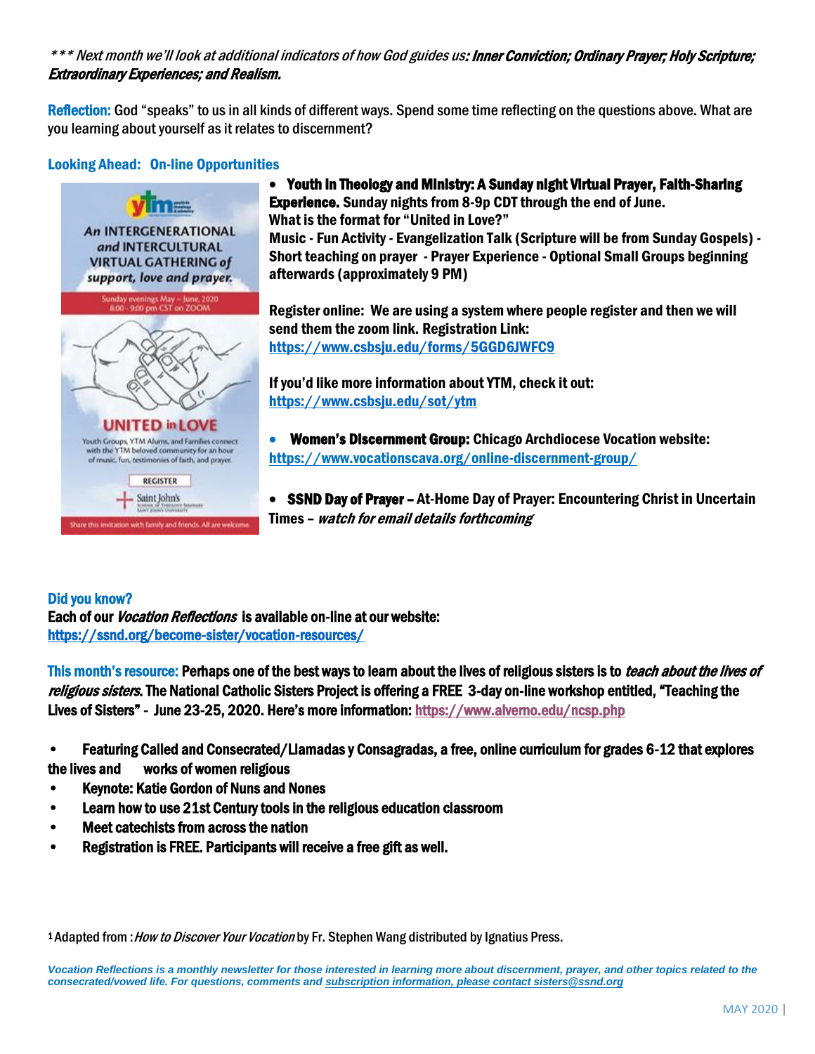*\*\*\* Next month we'll look at additional indicators of how God guides us: **Inner Conviction; Ordinary Prayer; Holy Scripture; Extraordinary Experiences; and Realism.***

**Reflection:** God "speaks" to us in all kinds of different ways. Spend some time reflecting on the questions above. What are you learning about yourself as it relates to discernment?

**Looking Ahead: On-line Opportunities**

ytm

An INTERGENERATIONAL and INTERCULTURAL VIRTUAL GATHERING of support, love and prayer.

Sunday evenings May – June, 2020 8:00 - 9:00 pm CST on ZOOM

UNITED in LOVE

Youth Groups, YTM Alums, and Families connect with the YTM beloved community for an hour of music, fun, testimonies of faith, and prayer.

REGISTER

Saint John's School of Theology Seminary Saint John's University

Share this invitation with family and friends. All are welcome.

- **Youth In Theology and Ministry: A Sunday night Virtual Prayer, Faith-Sharing Experience.** Sunday nights from 8-9p CDT through the end of June.
  **What is the format for "United in Love?"**
  Music - Fun Activity - Evangelization Talk (Scripture will be from Sunday Gospels) - Short teaching on prayer - Prayer Experience - Optional Small Groups beginning afterwards (approximately 9 PM)

  Register online: We are using a system where people register and then we will send them the zoom link. Registration Link: https://www.csbsju.edu/forms/5GGD6JWFC9

  If you'd like more information about YTM, check it out: https://www.csbsju.edu/sot/ytm

- **Women's Discernment Group:** Chicago Archdiocese Vocation website: https://www.vocationscava.org/online-discernment-group/

- **SSND Day of Prayer** – At-Home Day of Prayer: Encountering Christ in Uncertain Times – *watch for email details forthcoming*

**Did you know?**
Each of our *Vocation Reflections* is available on-line at our website: https://ssnd.org/become-sister/vocation-resources/

**This month's resource:** Perhaps one of the best ways to learn about the lives of religious sisters is to *teach about the lives of religious sisters*. The National Catholic Sisters Project is offering a FREE 3-day on-line workshop entitled, "Teaching the Lives of Sisters" - June 23-25, 2020. Here's more information: https://www.alverno.edu/ncsp.php

- Featuring Called and Consecrated/Llamadas y Consagradas, a free, online curriculum for grades 6-12 that explores the lives and works of women religious
- Keynote: Katie Gordon of Nuns and Nones
- Learn how to use 21st Century tools in the religious education classroom
- Meet catechists from across the nation
- Registration is FREE. Participants will receive a free gift as well.

[1] Adapted from : *How to Discover Your Vocation* by Fr. Stephen Wang distributed by Ignatius Press.

*Vocation Reflections is a monthly newsletter for those interested in learning more about discernment, prayer, and other topics related to the consecrated/vowed life. For questions, comments and subscription information, please contact sisters@ssnd.org*